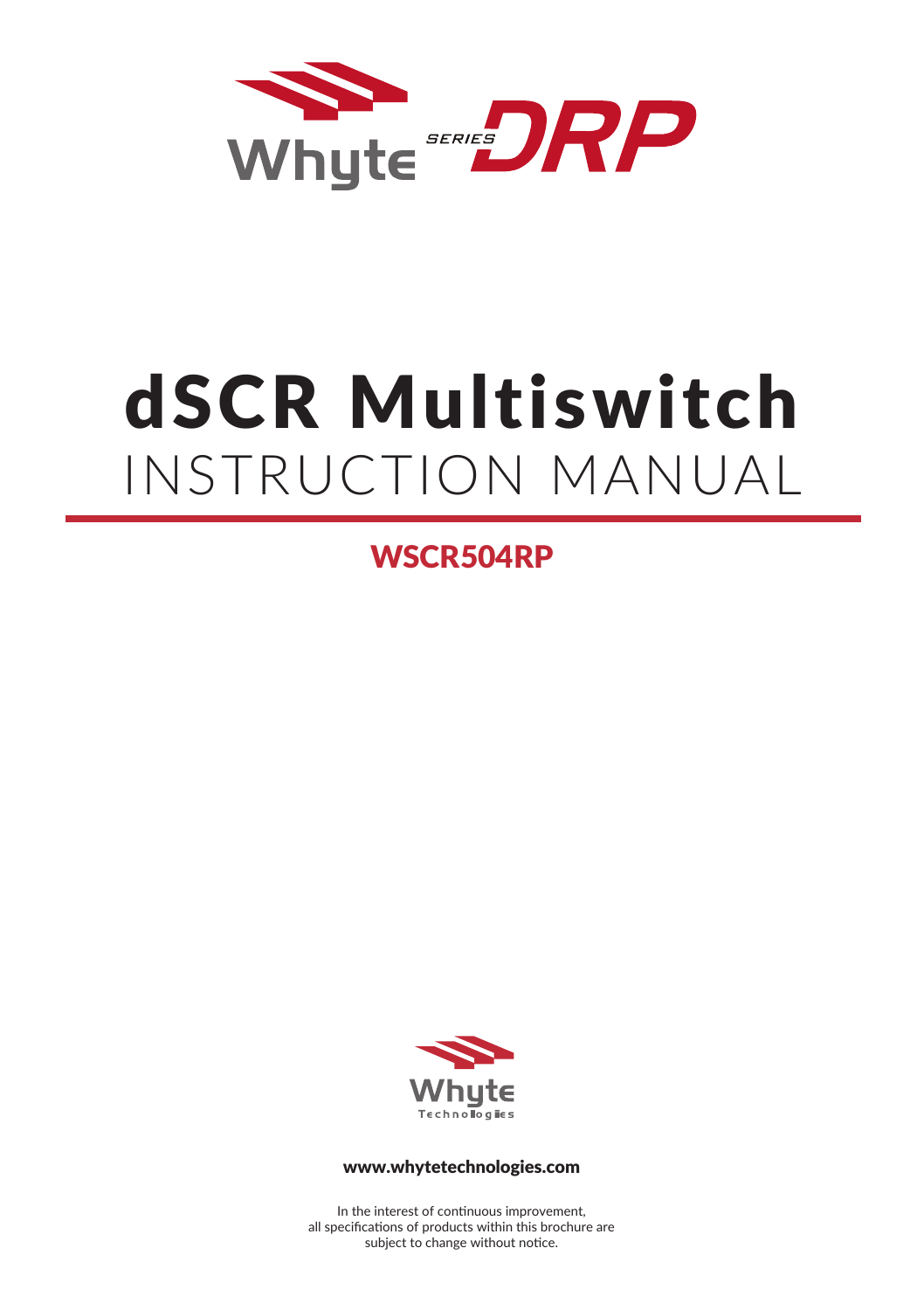Whyte SERIES DRP

# dSCR Multiswitch

## INSTRUCTION MANUAL

### WSCR504RP

Whyte Technologies

**www.whytetechnologies.com**

In the interest of continuous improvement,
all specifications of products within this brochure are
subject to change without notice.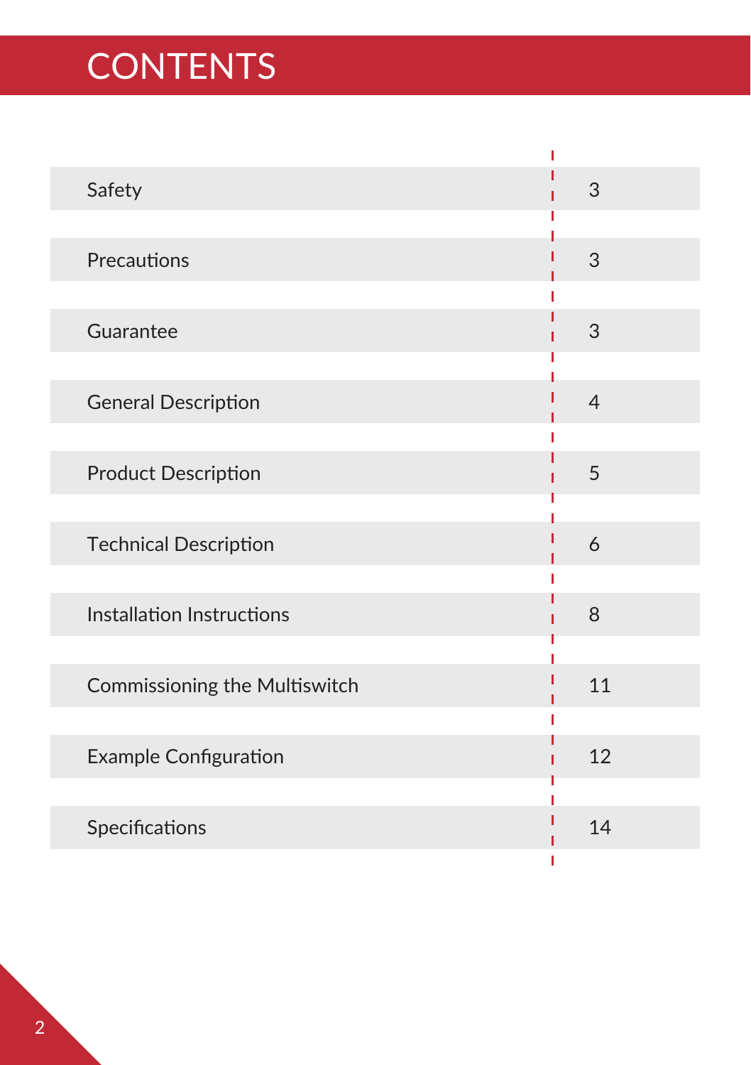# CONTENTS

| | |
|---|---|
| Safety | 3 |
| Precautions | 3 |
| Guarantee | 3 |
| General Description | 4 |
| Product Description | 5 |
| Technical Description | 6 |
| Installation Instructions | 8 |
| Commissioning the Multiswitch | 11 |
| Example Configuration | 12 |
| Specifications | 14 |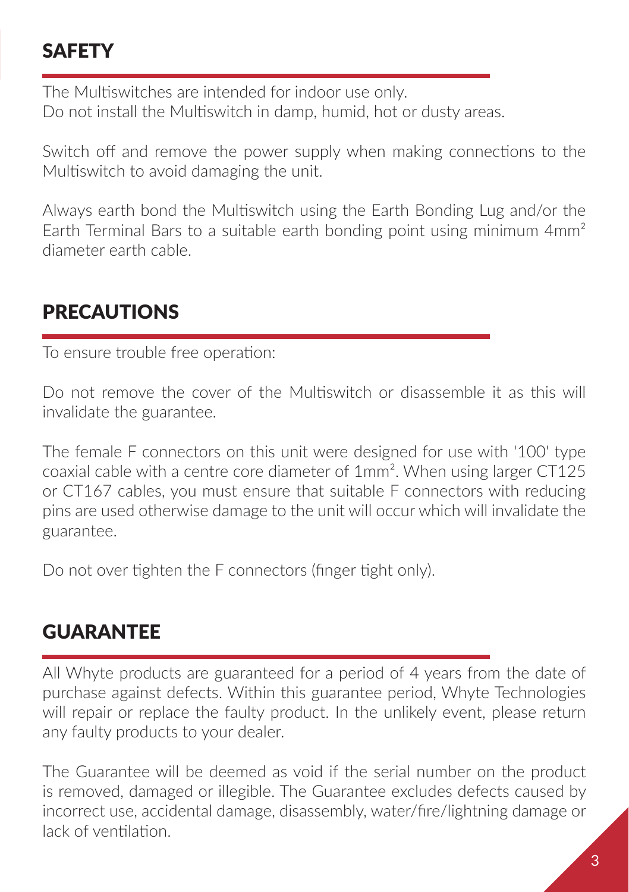## SAFETY

The Multiswitches are intended for indoor use only.
Do not install the Multiswitch in damp, humid, hot or dusty areas.

Switch off and remove the power supply when making connections to the Multiswitch to avoid damaging the unit.

Always earth bond the Multiswitch using the Earth Bonding Lug and/or the Earth Terminal Bars to a suitable earth bonding point using minimum $4mm^2$ diameter earth cable.

## PRECAUTIONS

To ensure trouble free operation:

Do not remove the cover of the Multiswitch or disassemble it as this will invalidate the guarantee.

The female F connectors on this unit were designed for use with '100' type coaxial cable with a centre core diameter of $1mm^2$. When using larger CT125 or CT167 cables, you must ensure that suitable F connectors with reducing pins are used otherwise damage to the unit will occur which will invalidate the guarantee.

Do not over tighten the F connectors (finger tight only).

## GUARANTEE

All Whyte products are guaranteed for a period of 4 years from the date of purchase against defects. Within this guarantee period, Whyte Technologies will repair or replace the faulty product. In the unlikely event, please return any faulty products to your dealer.

The Guarantee will be deemed as void if the serial number on the product is removed, damaged or illegible. The Guarantee excludes defects caused by incorrect use, accidental damage, disassembly, water/fire/lightning damage or lack of ventilation.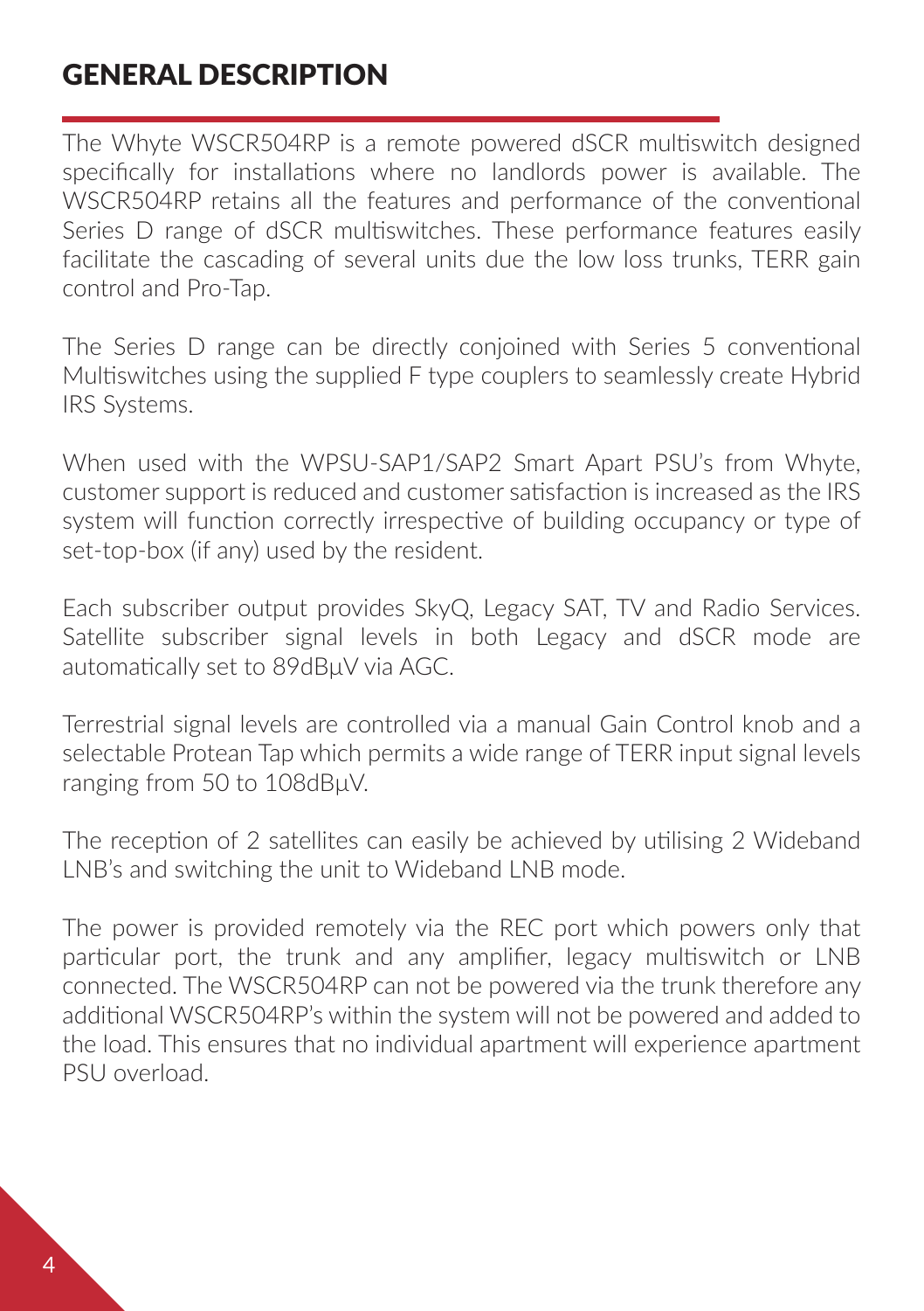# GENERAL DESCRIPTION

The Whyte WSCR504RP is a remote powered dSCR multiswitch designed specifically for installations where no landlords power is available. The WSCR504RP retains all the features and performance of the conventional Series D range of dSCR multiswitches. These performance features easily facilitate the cascading of several units due the low loss trunks, TERR gain control and Pro-Tap.

The Series D range can be directly conjoined with Series 5 conventional Multiswitches using the supplied F type couplers to seamlessly create Hybrid IRS Systems.

When used with the WPSU-SAP1/SAP2 Smart Apart PSU's from Whyte, customer support is reduced and customer satisfaction is increased as the IRS system will function correctly irrespective of building occupancy or type of set-top-box (if any) used by the resident.

Each subscriber output provides SkyQ, Legacy SAT, TV and Radio Services. Satellite subscriber signal levels in both Legacy and dSCR mode are automatically set to 89dBµV via AGC.

Terrestrial signal levels are controlled via a manual Gain Control knob and a selectable Protean Tap which permits a wide range of TERR input signal levels ranging from 50 to 108dBµV.

The reception of 2 satellites can easily be achieved by utilising 2 Wideband LNB's and switching the unit to Wideband LNB mode.

The power is provided remotely via the REC port which powers only that particular port, the trunk and any amplifier, legacy multiswitch or LNB connected. The WSCR504RP can not be powered via the trunk therefore any additional WSCR504RP's within the system will not be powered and added to the load. This ensures that no individual apartment will experience apartment PSU overload.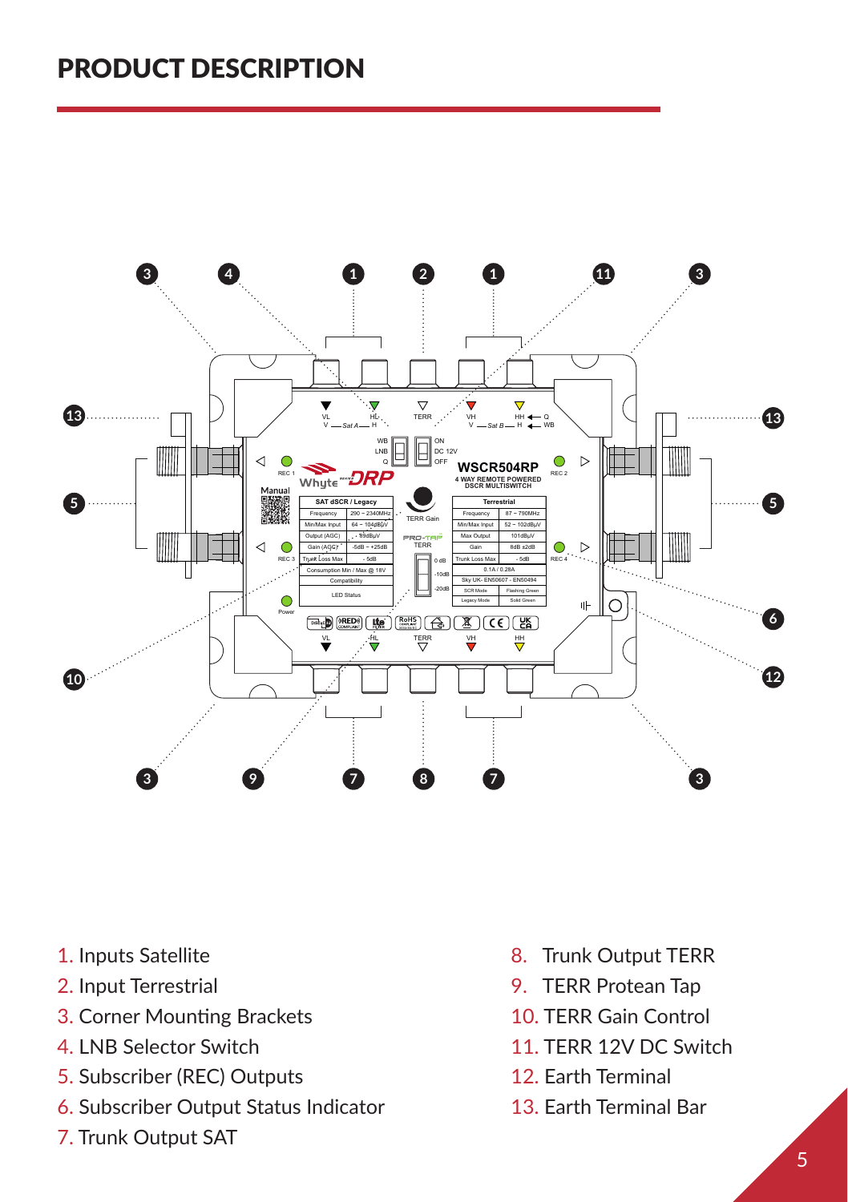# PRODUCT DESCRIPTION

1. Inputs Satellite
2. Input Terrestrial
3. Corner Mounting Brackets
4. LNB Selector Switch
5. Subscriber (REC) Outputs
6. Subscriber Output Status Indicator
7. Trunk Output SAT
8. Trunk Output TERR
9. TERR Protean Tap
10. TERR Gain Control
11. TERR 12V DC Switch
12. Earth Terminal
13. Earth Terminal Bar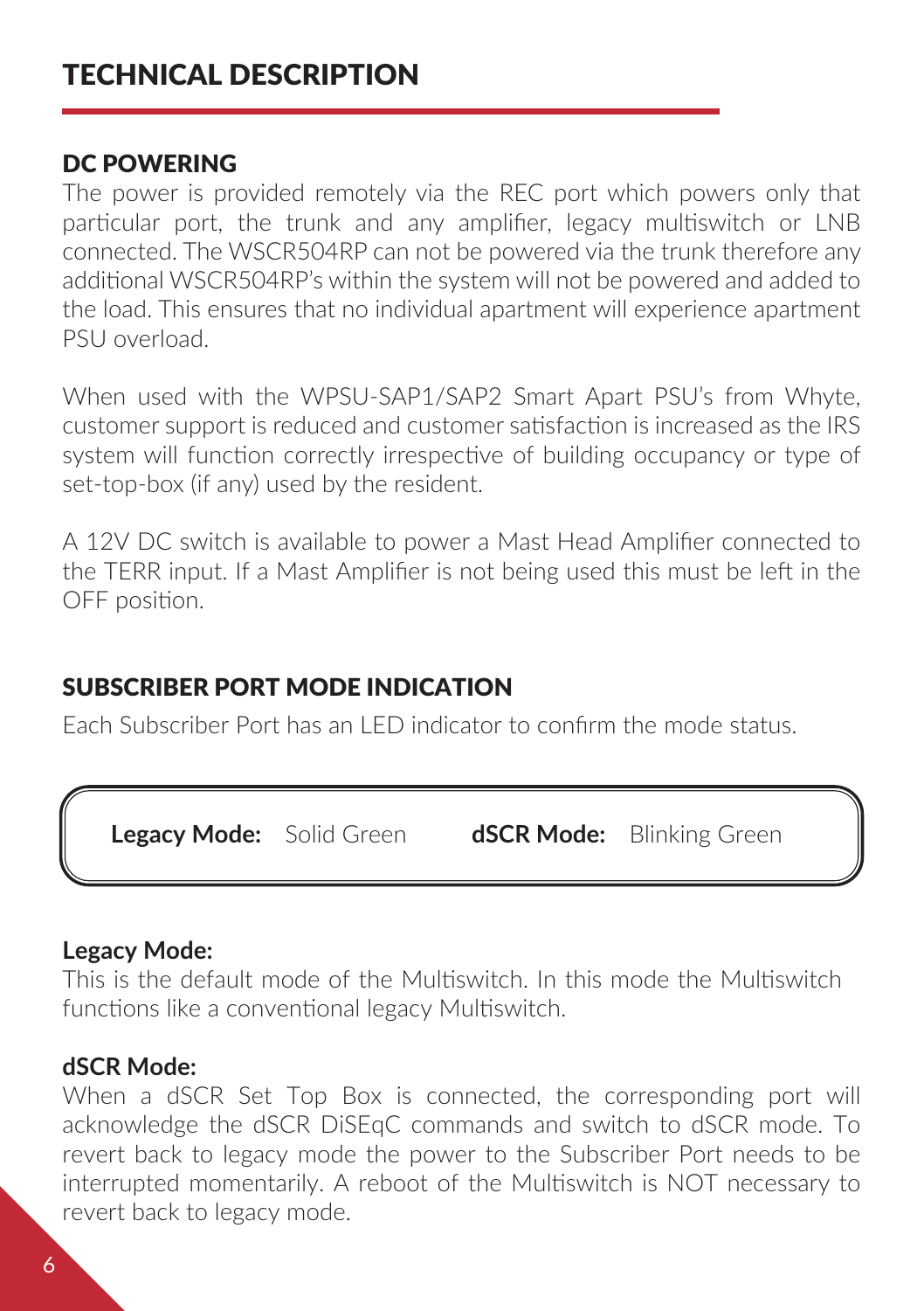# TECHNICAL DESCRIPTION

## DC POWERING

The power is provided remotely via the REC port which powers only that particular port, the trunk and any amplifier, legacy multiswitch or LNB connected. The WSCR504RP can not be powered via the trunk therefore any additional WSCR504RP's within the system will not be powered and added to the load. This ensures that no individual apartment will experience apartment PSU overload.

When used with the WPSU-SAP1/SAP2 Smart Apart PSU's from Whyte, customer support is reduced and customer satisfaction is increased as the IRS system will function correctly irrespective of building occupancy or type of set-top-box (if any) used by the resident.

A 12V DC switch is available to power a Mast Head Amplifier connected to the TERR input. If a Mast Amplifier is not being used this must be left in the OFF position.

## SUBSCRIBER PORT MODE INDICATION

Each Subscriber Port has an LED indicator to confirm the mode status.

**Legacy Mode:** Solid Green **dSCR Mode:** Blinking Green

**Legacy Mode:**
This is the default mode of the Multiswitch. In this mode the Multiswitch functions like a conventional legacy Multiswitch.

**dSCR Mode:**
When a dSCR Set Top Box is connected, the corresponding port will acknowledge the dSCR DiSEqC commands and switch to dSCR mode. To revert back to legacy mode the power to the Subscriber Port needs to be interrupted momentarily. A reboot of the Multiswitch is NOT necessary to revert back to legacy mode.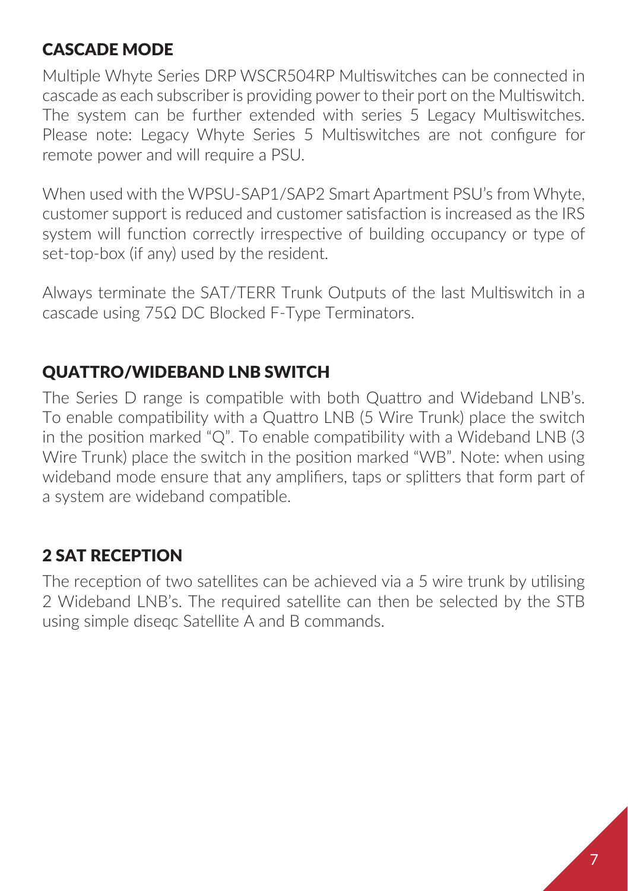## CASCADE MODE

Multiple Whyte Series DRP WSCR504RP Multiswitches can be connected in cascade as each subscriber is providing power to their port on the Multiswitch. The system can be further extended with series 5 Legacy Multiswitches. Please note: Legacy Whyte Series 5 Multiswitches are not configure for remote power and will require a PSU.

When used with the WPSU-SAP1/SAP2 Smart Apartment PSU's from Whyte, customer support is reduced and customer satisfaction is increased as the IRS system will function correctly irrespective of building occupancy or type of set-top-box (if any) used by the resident.

Always terminate the SAT/TERR Trunk Outputs of the last Multiswitch in a cascade using 75Ω DC Blocked F-Type Terminators.

## QUATTRO/WIDEBAND LNB SWITCH

The Series D range is compatible with both Quattro and Wideband LNB's. To enable compatibility with a Quattro LNB (5 Wire Trunk) place the switch in the position marked "Q". To enable compatibility with a Wideband LNB (3 Wire Trunk) place the switch in the position marked "WB". Note: when using wideband mode ensure that any amplifiers, taps or splitters that form part of a system are wideband compatible.

## 2 SAT RECEPTION

The reception of two satellites can be achieved via a 5 wire trunk by utilising 2 Wideband LNB's. The required satellite can then be selected by the STB using simple diseqc Satellite A and B commands.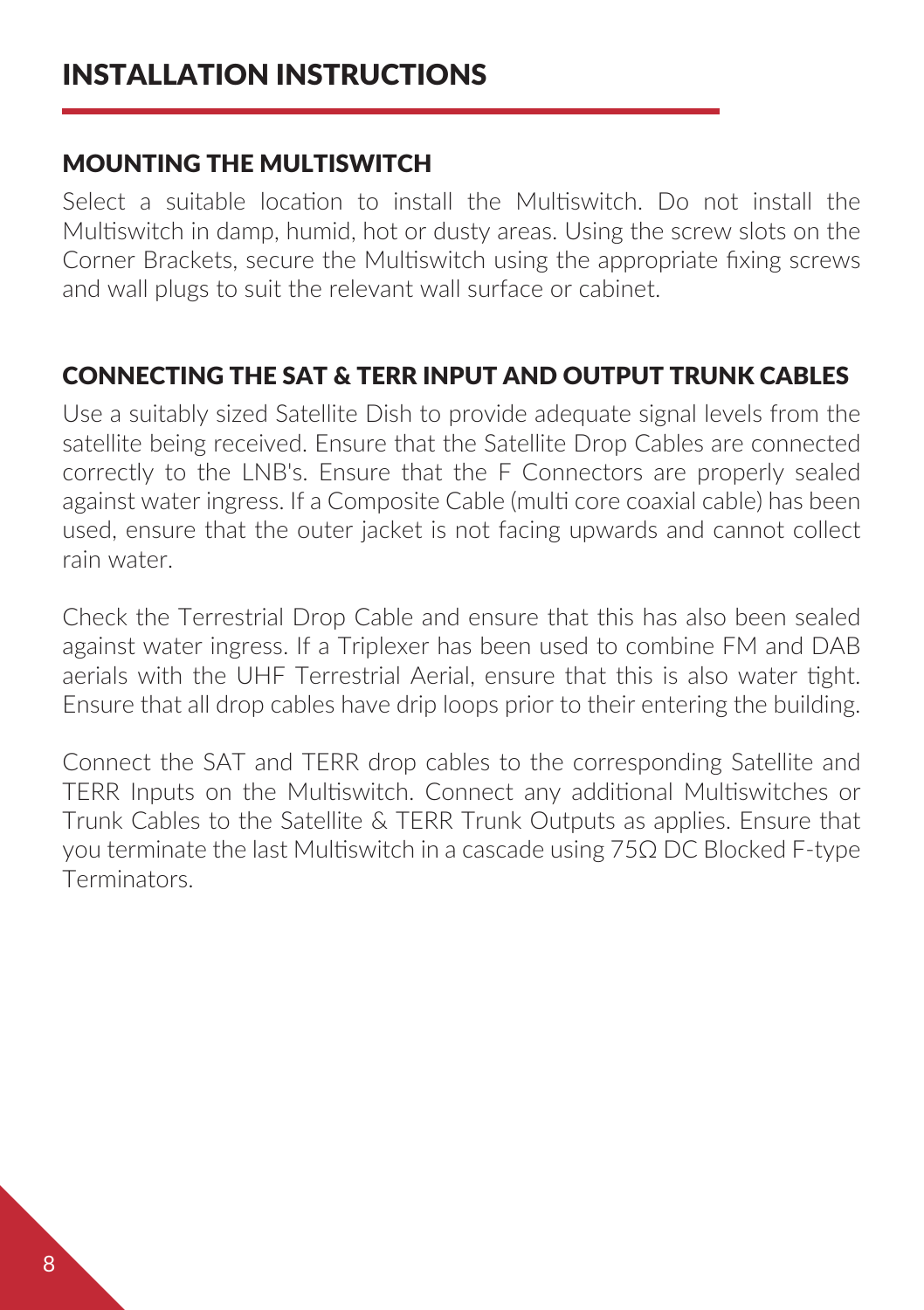# INSTALLATION INSTRUCTIONS

## MOUNTING THE MULTISWITCH

Select a suitable location to install the Multiswitch. Do not install the Multiswitch in damp, humid, hot or dusty areas. Using the screw slots on the Corner Brackets, secure the Multiswitch using the appropriate fixing screws and wall plugs to suit the relevant wall surface or cabinet.

## CONNECTING THE SAT & TERR INPUT AND OUTPUT TRUNK CABLES

Use a suitably sized Satellite Dish to provide adequate signal levels from the satellite being received. Ensure that the Satellite Drop Cables are connected correctly to the LNB's. Ensure that the F Connectors are properly sealed against water ingress. If a Composite Cable (multi core coaxial cable) has been used, ensure that the outer jacket is not facing upwards and cannot collect rain water.

Check the Terrestrial Drop Cable and ensure that this has also been sealed against water ingress. If a Triplexer has been used to combine FM and DAB aerials with the UHF Terrestrial Aerial, ensure that this is also water tight. Ensure that all drop cables have drip loops prior to their entering the building.

Connect the SAT and TERR drop cables to the corresponding Satellite and TERR Inputs on the Multiswitch. Connect any additional Multiswitches or Trunk Cables to the Satellite & TERR Trunk Outputs as applies. Ensure that you terminate the last Multiswitch in a cascade using 75Ω DC Blocked F-type Terminators.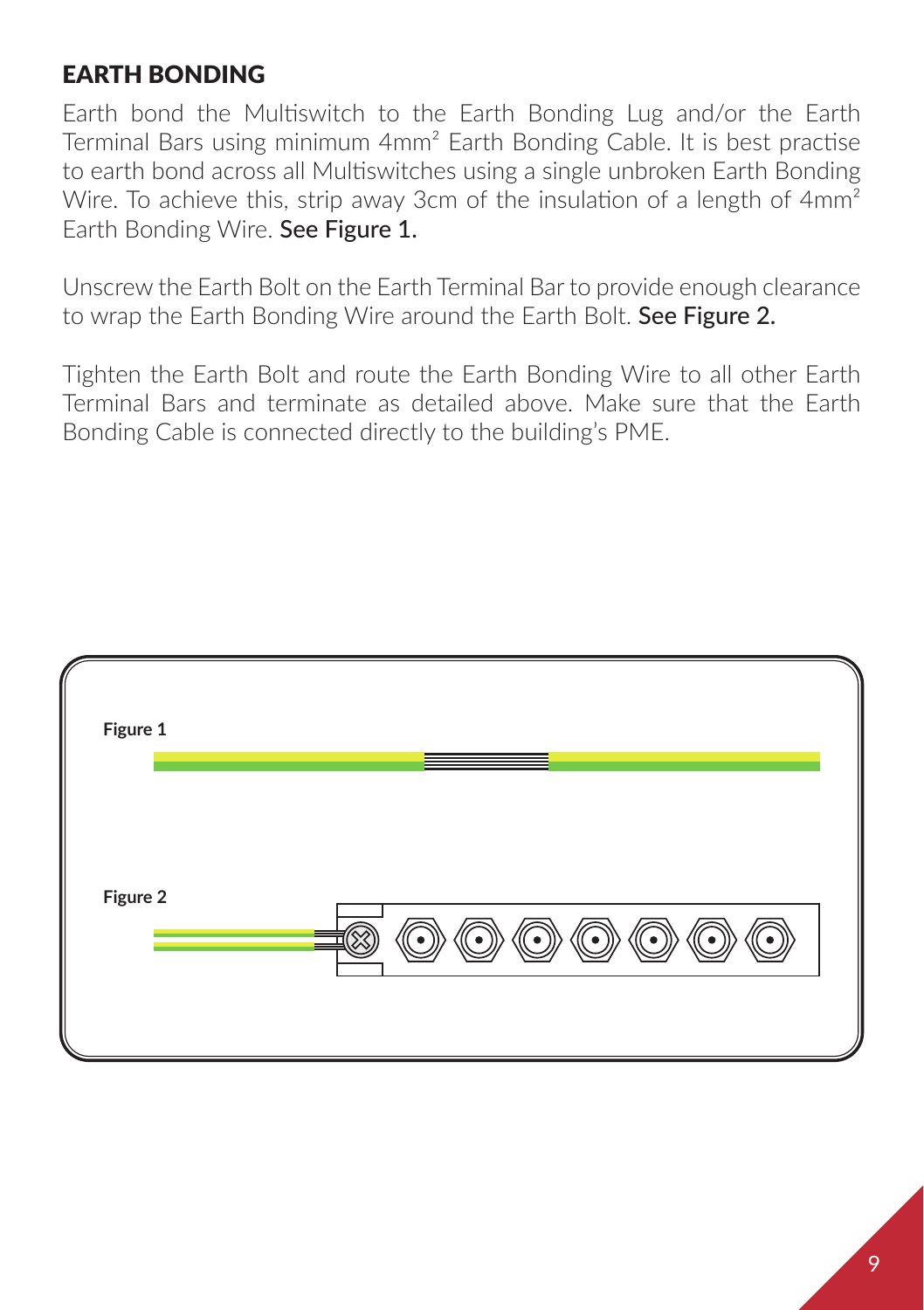## EARTH BONDING

Earth bond the Multiswitch to the Earth Bonding Lug and/or the Earth Terminal Bars using minimum $4mm^2$ Earth Bonding Cable. It is best practise to earth bond across all Multiswitches using a single unbroken Earth Bonding Wire. To achieve this, strip away 3cm of the insulation of a length of $4mm^2$ Earth Bonding Wire. **See Figure 1.**

Unscrew the Earth Bolt on the Earth Terminal Bar to provide enough clearance to wrap the Earth Bonding Wire around the Earth Bolt. **See Figure 2.**

Tighten the Earth Bolt and route the Earth Bonding Wire to all other Earth Terminal Bars and terminate as detailed above. Make sure that the Earth Bonding Cable is connected directly to the building's PME.

**Figure 1**

**Figure 2**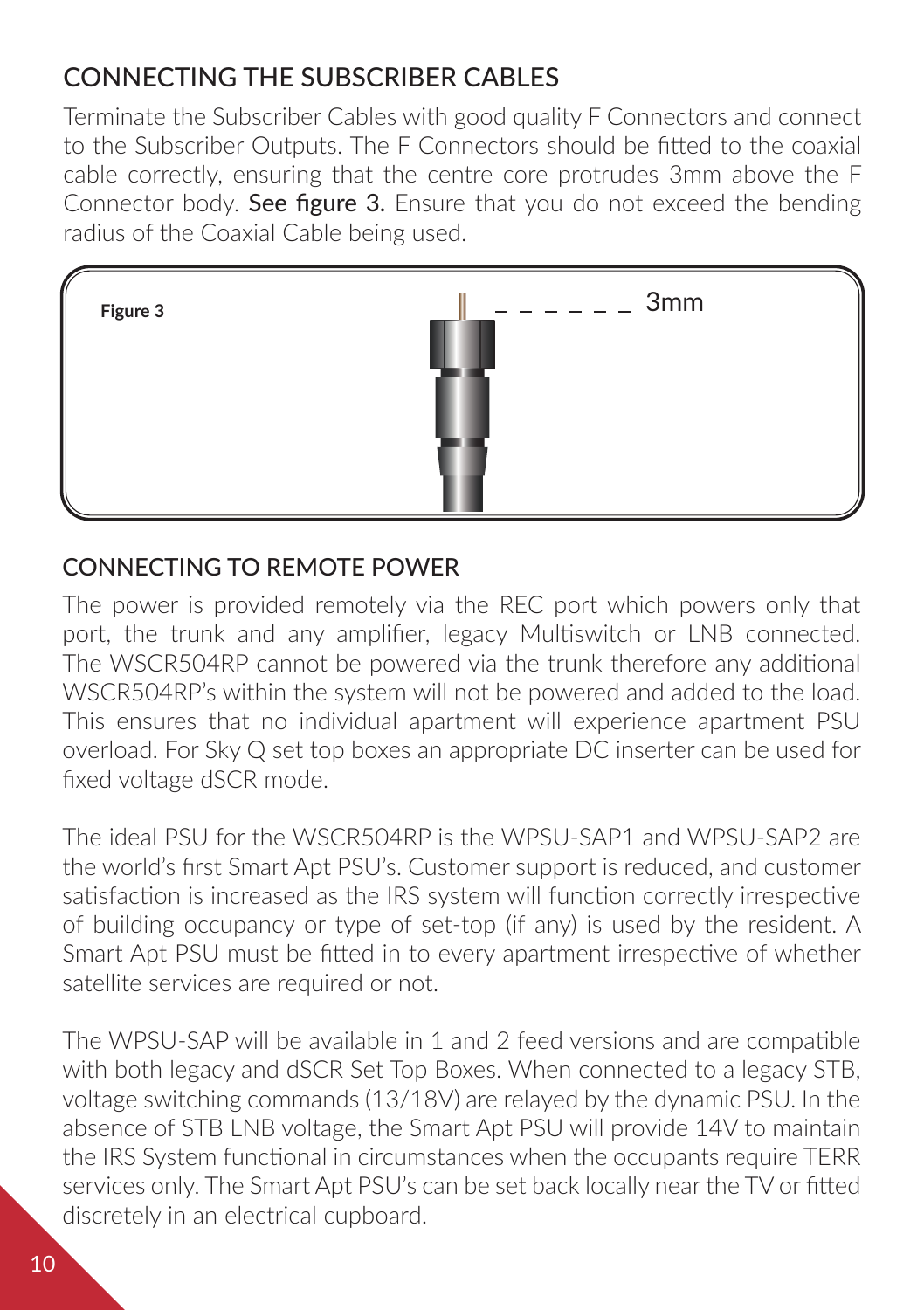## CONNECTING THE SUBSCRIBER CABLES

Terminate the Subscriber Cables with good quality F Connectors and connect to the Subscriber Outputs. The F Connectors should be fitted to the coaxial cable correctly, ensuring that the centre core protrudes 3mm above the F Connector body. **See figure 3.** Ensure that you do not exceed the bending radius of the Coaxial Cable being used.

**Figure 3**

3mm

## CONNECTING TO REMOTE POWER

The power is provided remotely via the REC port which powers only that port, the trunk and any amplifier, legacy Multiswitch or LNB connected. The WSCR504RP cannot be powered via the trunk therefore any additional WSCR504RP's within the system will not be powered and added to the load. This ensures that no individual apartment will experience apartment PSU overload. For Sky Q set top boxes an appropriate DC inserter can be used for fixed voltage dSCR mode.

The ideal PSU for the WSCR504RP is the WPSU-SAP1 and WPSU-SAP2 are the world's first Smart Apt PSU's. Customer support is reduced, and customer satisfaction is increased as the IRS system will function correctly irrespective of building occupancy or type of set-top (if any) is used by the resident. A Smart Apt PSU must be fitted in to every apartment irrespective of whether satellite services are required or not.

The WPSU-SAP will be available in 1 and 2 feed versions and are compatible with both legacy and dSCR Set Top Boxes. When connected to a legacy STB, voltage switching commands (13/18V) are relayed by the dynamic PSU. In the absence of STB LNB voltage, the Smart Apt PSU will provide 14V to maintain the IRS System functional in circumstances when the occupants require TERR services only. The Smart Apt PSU's can be set back locally near the TV or fitted discretely in an electrical cupboard.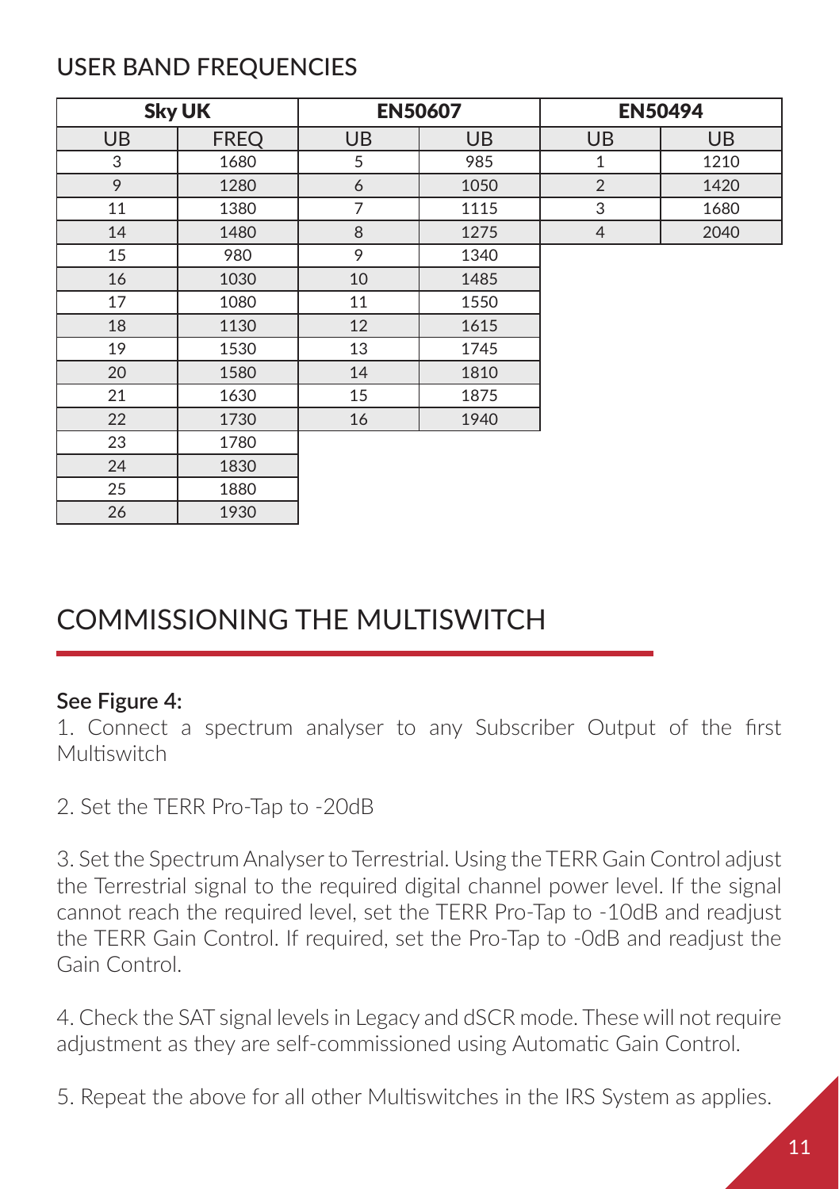## USER BAND FREQUENCIES

| Sky UK | | EN50607 | | EN50494 | |
|---|---|---|---|---|---|
| UB | FREQ | UB | UB | UB | UB |
| 3 | 1680 | 5 | 985 | 1 | 1210 |
| 9 | 1280 | 6 | 1050 | 2 | 1420 |
| 11 | 1380 | 7 | 1115 | 3 | 1680 |
| 14 | 1480 | 8 | 1275 | 4 | 2040 |
| 15 | 980 | 9 | 1340 | | |
| 16 | 1030 | 10 | 1485 | | |
| 17 | 1080 | 11 | 1550 | | |
| 18 | 1130 | 12 | 1615 | | |
| 19 | 1530 | 13 | 1745 | | |
| 20 | 1580 | 14 | 1810 | | |
| 21 | 1630 | 15 | 1875 | | |
| 22 | 1730 | 16 | 1940 | | |
| 23 | 1780 | | | | |
| 24 | 1830 | | | | |
| 25 | 1880 | | | | |
| 26 | 1930 | | | | |

# COMMISSIONING THE MULTISWITCH

**See Figure 4:**

1. Connect a spectrum analyser to any Subscriber Output of the first Multiswitch

2. Set the TERR Pro-Tap to -20dB

3. Set the Spectrum Analyser to Terrestrial. Using the TERR Gain Control adjust the Terrestrial signal to the required digital channel power level. If the signal cannot reach the required level, set the TERR Pro-Tap to -10dB and readjust the TERR Gain Control. If required, set the Pro-Tap to -0dB and readjust the Gain Control.

4. Check the SAT signal levels in Legacy and dSCR mode. These will not require adjustment as they are self-commissioned using Automatic Gain Control.

5. Repeat the above for all other Multiswitches in the IRS System as applies.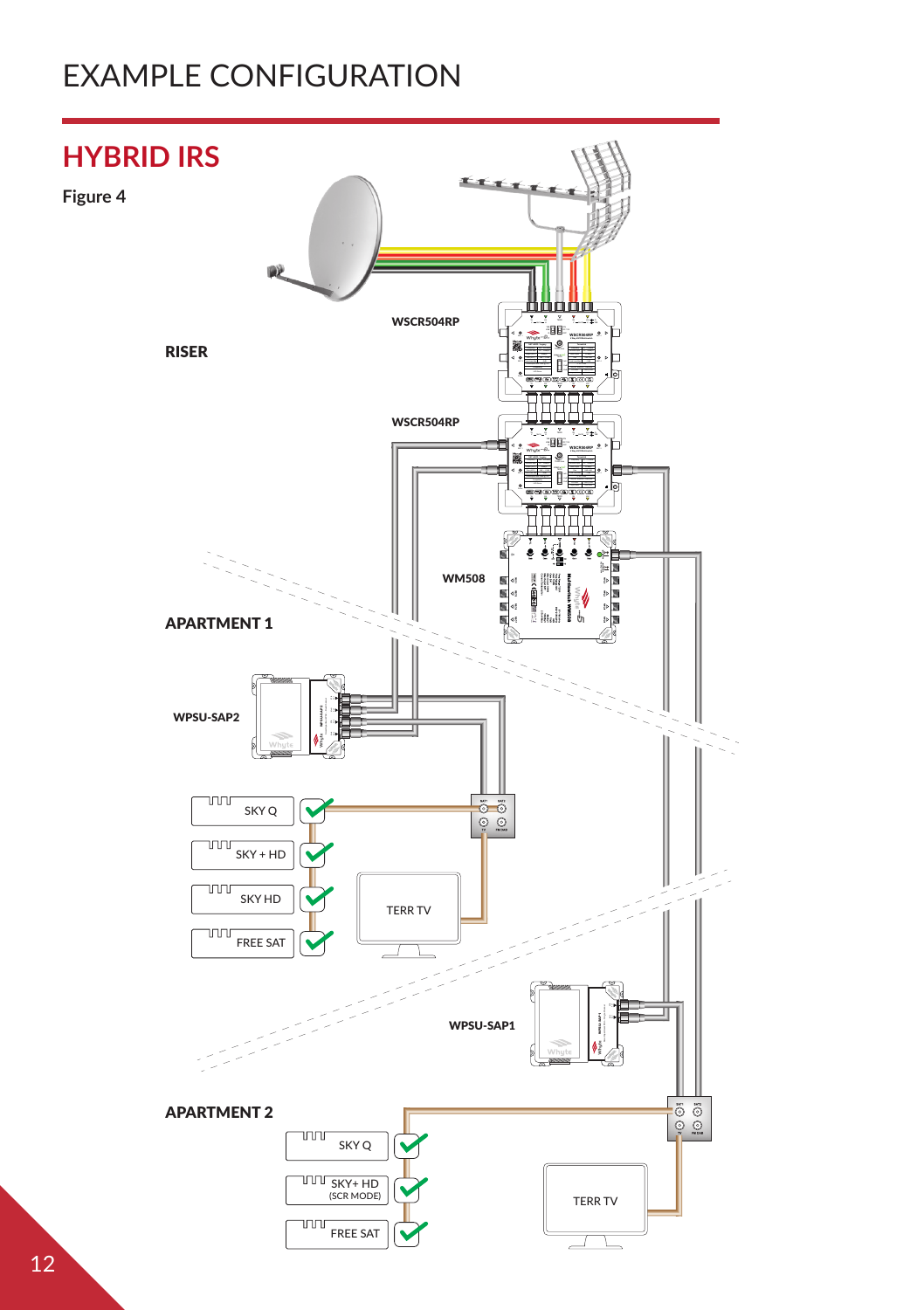# EXAMPLE CONFIGURATION

## HYBRID IRS

**Figure 4**

RISER

WSCR504RP

WSCR504RP

WM508

APARTMENT 1

WPSU-SAP2

SKY Q

SKY + HD

SKY HD

FREE SAT

TERR TV

WPSU-SAP1

APARTMENT 2

SKY Q

SKY+ HD (SCR MODE)

FREE SAT

TERR TV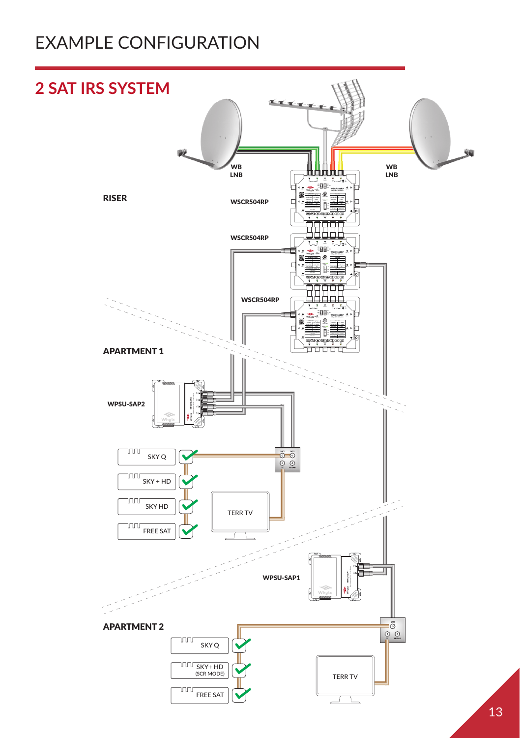# EXAMPLE CONFIGURATION

## 2 SAT IRS SYSTEM

WB LNB

WB LNB

RISER

WSCR504RP

WSCR504RP

WSCR504RP

APARTMENT 1

WPSU-SAP2

SKY Q

SKY + HD

SKY HD

FREE SAT

TERR TV

WPSU-SAP1

APARTMENT 2

SKY Q

SKY+ HD (SCR MODE)

FREE SAT

TERR TV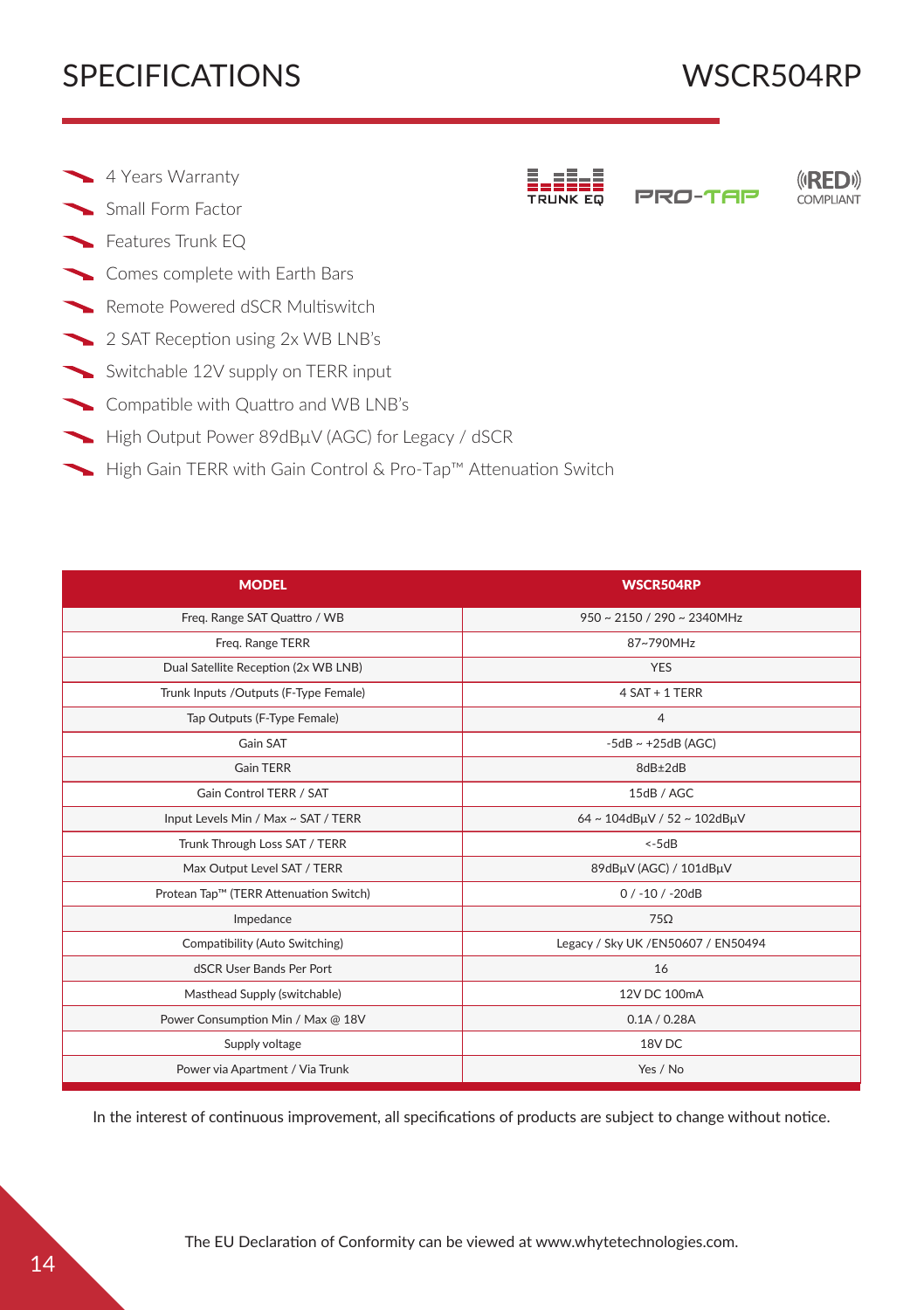# SPECIFICATIONS

# WSCR504RP

- 4 Years Warranty
- Small Form Factor
- Features Trunk EQ
- Comes complete with Earth Bars
- Remote Powered dSCR Multiswitch
- 2 SAT Reception using 2x WB LNB's
- Switchable 12V supply on TERR input
- Compatible with Quattro and WB LNB's
- High Output Power 89dBµV (AGC) for Legacy / dSCR
- High Gain TERR with Gain Control & Pro-Tap™ Attenuation Switch

TRUNK EQ    PRO-TAP    ((RED)) COMPLIANT

| MODEL | WSCR504RP |
|---|---|
| Freq. Range SAT Quattro / WB | 950 ~ 2150 / 290 ~ 2340MHz |
| Freq. Range TERR | 87~790MHz |
| Dual Satellite Reception (2x WB LNB) | YES |
| Trunk Inputs /Outputs (F-Type Female) | 4 SAT + 1 TERR |
| Tap Outputs (F-Type Female) | 4 |
| Gain SAT | -5dB ~ +25dB (AGC) |
| Gain TERR | 8dB±2dB |
| Gain Control TERR / SAT | 15dB / AGC |
| Input Levels Min / Max ~ SAT / TERR | 64 ~ 104dBµV / 52 ~ 102dBµV |
| Trunk Through Loss SAT / TERR | <-5dB |
| Max Output Level SAT / TERR | 89dBµV (AGC) / 101dBµV |
| Protean Tap™ (TERR Attenuation Switch) | 0 / -10 / -20dB |
| Impedance | 75Ω |
| Compatibility (Auto Switching) | Legacy / Sky UK /EN50607 / EN50494 |
| dSCR User Bands Per Port | 16 |
| Masthead Supply (switchable) | 12V DC 100mA |
| Power Consumption Min / Max @ 18V | 0.1A / 0.28A |
| Supply voltage | 18V DC |
| Power via Apartment / Via Trunk | Yes / No |

In the interest of continuous improvement, all specifications of products are subject to change without notice.

The EU Declaration of Conformity can be viewed at www.whytetechnologies.com.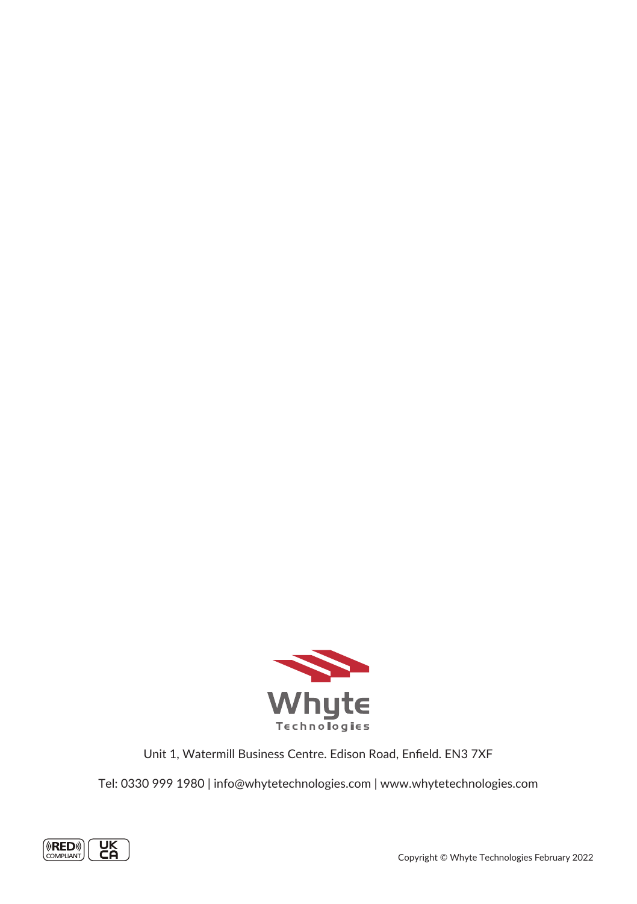Whyte Technologies

Unit 1, Watermill Business Centre. Edison Road, Enfield. EN3 7XF

Tel: 0330 999 1980 | info@whytetechnologies.com | www.whytetechnologies.com

RED COMPLIANT UK CA

Copyright © Whyte Technologies February 2022